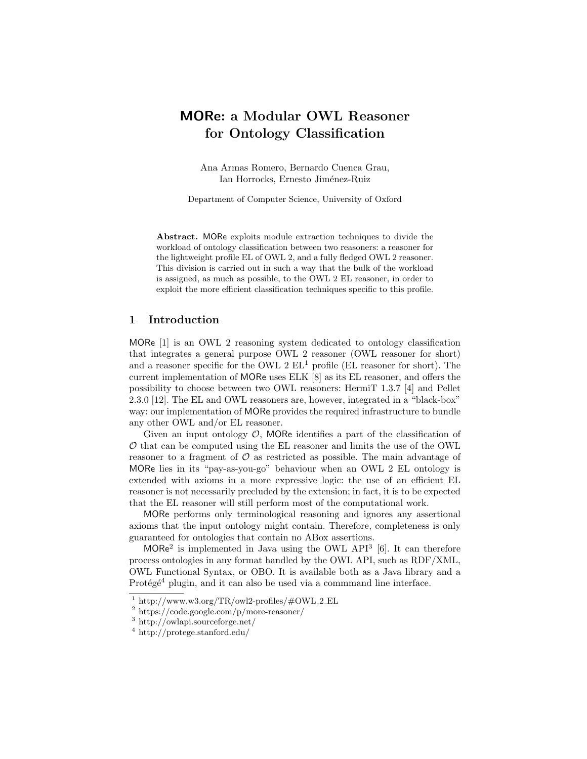# MORe: a Modular OWL Reasoner for Ontology Classification

Ana Armas Romero, Bernardo Cuenca Grau, Ian Horrocks, Ernesto Jiménez-Ruiz

Department of Computer Science, University of Oxford

**Abstract.** MORe exploits module extraction techniques to divide the workload of ontology classification between two reasoners: a reasoner for the lightweight profile EL of OWL 2, and a fully fledged OWL 2 reasoner. This division is carried out in such a way that the bulk of the workload is assigned, as much as possible, to the OWL 2 EL reasoner, in order to exploit the more efficient classification techniques specific to this profile.

## 1 Introduction

MORe [1] is an OWL 2 reasoning system dedicated to ontology classification that integrates a general purpose OWL 2 reasoner (OWL reasoner for short) and a reasoner specific for the OWL 2 EL[1] profile (EL reasoner for short). The current implementation of MORe uses ELK [8] as its EL reasoner, and offers the possibility to choose between two OWL reasoners: HermiT 1.3.7 [4] and Pellet 2.3.0 [12]. The EL and OWL reasoners are, however, integrated in a "black-box" way: our implementation of MORe provides the required infrastructure to bundle any other OWL and/or EL reasoner.

Given an input ontology $\mathcal{O}$, MORe identifies a part of the classification of $\mathcal{O}$ that can be computed using the EL reasoner and limits the use of the OWL reasoner to a fragment of $\mathcal{O}$ as restricted as possible. The main advantage of MORe lies in its "pay-as-you-go" behaviour when an OWL 2 EL ontology is extended with axioms in a more expressive logic: the use of an efficient EL reasoner is not necessarily precluded by the extension; in fact, it is to be expected that the EL reasoner will still perform most of the computational work.

MORe performs only terminological reasoning and ignores any assertional axioms that the input ontology might contain. Therefore, completeness is only guaranteed for ontologies that contain no ABox assertions.

MORe[2] is implemented in Java using the OWL API[3] [6]. It can therefore process ontologies in any format handled by the OWL API, such as RDF/XML, OWL Functional Syntax, or OBO. It is available both as a Java library and a Protégé[4] plugin, and it can also be used via a commmand line interface.

[1] http://www.w3.org/TR/owl2-profiles/#OWL_2_EL
[2] https://code.google.com/p/more-reasoner/
[3] http://owlapi.sourceforge.net/
[4] http://protege.stanford.edu/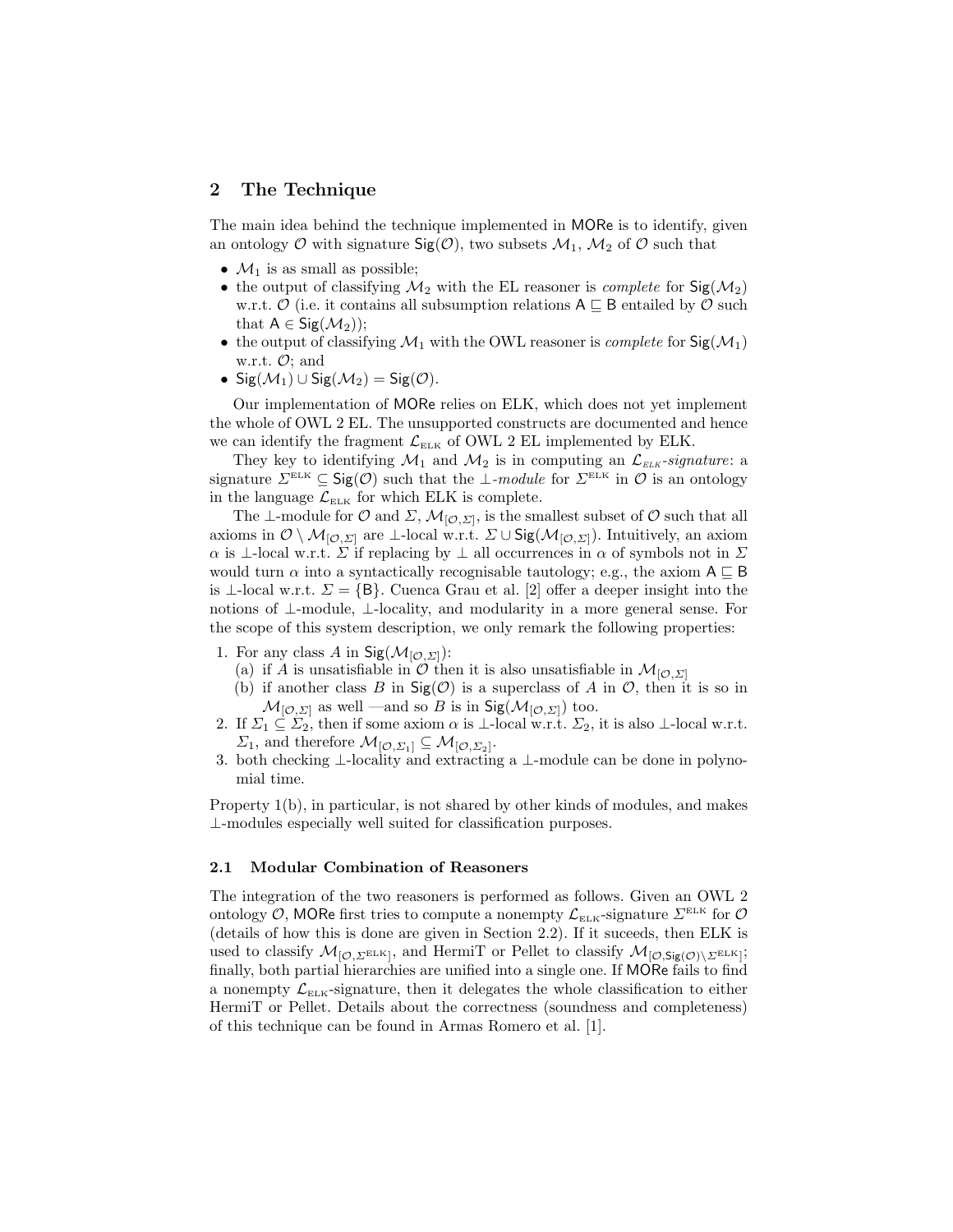## 2 The Technique

The main idea behind the technique implemented in MORe is to identify, given an ontology $\mathcal{O}$ with signature $\mathsf{Sig}(\mathcal{O})$, two subsets $\mathcal{M}_1$, $\mathcal{M}_2$ of $\mathcal{O}$ such that

- $\mathcal{M}_1$ is as small as possible;
- the output of classifying $\mathcal{M}_2$ with the EL reasoner is *complete* for $\mathsf{Sig}(\mathcal{M}_2)$ w.r.t. $\mathcal{O}$ (i.e. it contains all subsumption relations $\mathsf{A} \sqsubseteq \mathsf{B}$ entailed by $\mathcal{O}$ such that $\mathsf{A} \in \mathsf{Sig}(\mathcal{M}_2)$);
- the output of classifying $\mathcal{M}_1$ with the OWL reasoner is *complete* for $\mathsf{Sig}(\mathcal{M}_1)$ w.r.t. $\mathcal{O}$; and
- $\mathsf{Sig}(\mathcal{M}_1) \cup \mathsf{Sig}(\mathcal{M}_2) = \mathsf{Sig}(\mathcal{O})$.

Our implementation of MORe relies on ELK, which does not yet implement the whole of OWL 2 EL. The unsupported constructs are documented and hence we can identify the fragment $\mathcal{L}_{\text{ELK}}$ of OWL 2 EL implemented by ELK.

They key to identifying $\mathcal{M}_1$ and $\mathcal{M}_2$ is in computing an $\mathcal{L}_{\text{ELK}}$*-signature*: a signature $\Sigma^{\text{ELK}} \subseteq \mathsf{Sig}(\mathcal{O})$ such that the $\bot$*-module* for $\Sigma^{\text{ELK}}$ in $\mathcal{O}$ is an ontology in the language $\mathcal{L}_{\text{ELK}}$ for which ELK is complete.

The $\bot$-module for $\mathcal{O}$ and $\Sigma$, $\mathcal{M}_{[\mathcal{O},\Sigma]}$, is the smallest subset of $\mathcal{O}$ such that all axioms in $\mathcal{O} \setminus \mathcal{M}_{[\mathcal{O},\Sigma]}$ are $\bot$-local w.r.t. $\Sigma \cup \mathsf{Sig}(\mathcal{M}_{[\mathcal{O},\Sigma]})$. Intuitively, an axiom $\alpha$ is $\bot$-local w.r.t. $\Sigma$ if replacing by $\bot$ all occurrences in $\alpha$ of symbols not in $\Sigma$ would turn $\alpha$ into a syntactically recognisable tautology; e.g., the axiom $\mathsf{A} \sqsubseteq \mathsf{B}$ is $\bot$-local w.r.t. $\Sigma = \{\mathsf{B}\}$. Cuenca Grau et al. [2] offer a deeper insight into the notions of $\bot$-module, $\bot$-locality, and modularity in a more general sense. For the scope of this system description, we only remark the following properties:

1. For any class $A$ in $\mathsf{Sig}(\mathcal{M}_{[\mathcal{O},\Sigma]})$:
   (a) if $A$ is unsatisfiable in $\mathcal{O}$ then it is also unsatisfiable in $\mathcal{M}_{[\mathcal{O},\Sigma]}$
   (b) if another class $B$ in $\mathsf{Sig}(\mathcal{O})$ is a superclass of $A$ in $\mathcal{O}$, then it is so in $\mathcal{M}_{[\mathcal{O},\Sigma]}$ as well —and so $B$ is in $\mathsf{Sig}(\mathcal{M}_{[\mathcal{O},\Sigma]})$ too.
2. If $\Sigma_1 \subseteq \Sigma_2$, then if some axiom $\alpha$ is $\bot$-local w.r.t. $\Sigma_2$, it is also $\bot$-local w.r.t. $\Sigma_1$, and therefore $\mathcal{M}_{[\mathcal{O},\Sigma_1]} \subseteq \mathcal{M}_{[\mathcal{O},\Sigma_2]}$.
3. both checking $\bot$-locality and extracting a $\bot$-module can be done in polynomial time.

Property 1(b), in particular, is not shared by other kinds of modules, and makes $\bot$-modules especially well suited for classification purposes.

### 2.1 Modular Combination of Reasoners

The integration of the two reasoners is performed as follows. Given an OWL 2 ontology $\mathcal{O}$, MORe first tries to compute a nonempty $\mathcal{L}_{\text{ELK}}$-signature $\Sigma^{\text{ELK}}$ for $\mathcal{O}$ (details of how this is done are given in Section 2.2). If it suceeds, then ELK is used to classify $\mathcal{M}_{[\mathcal{O},\Sigma^{\text{ELK}}]}$, and HermiT or Pellet to classify $\mathcal{M}_{[\mathcal{O},\mathsf{Sig}(\mathcal{O})\setminus\Sigma^{\text{ELK}}]}$; finally, both partial hierarchies are unified into a single one. If MORe fails to find a nonempty $\mathcal{L}_{\text{ELK}}$-signature, then it delegates the whole classification to either HermiT or Pellet. Details about the correctness (soundness and completeness) of this technique can be found in Armas Romero et al. [1].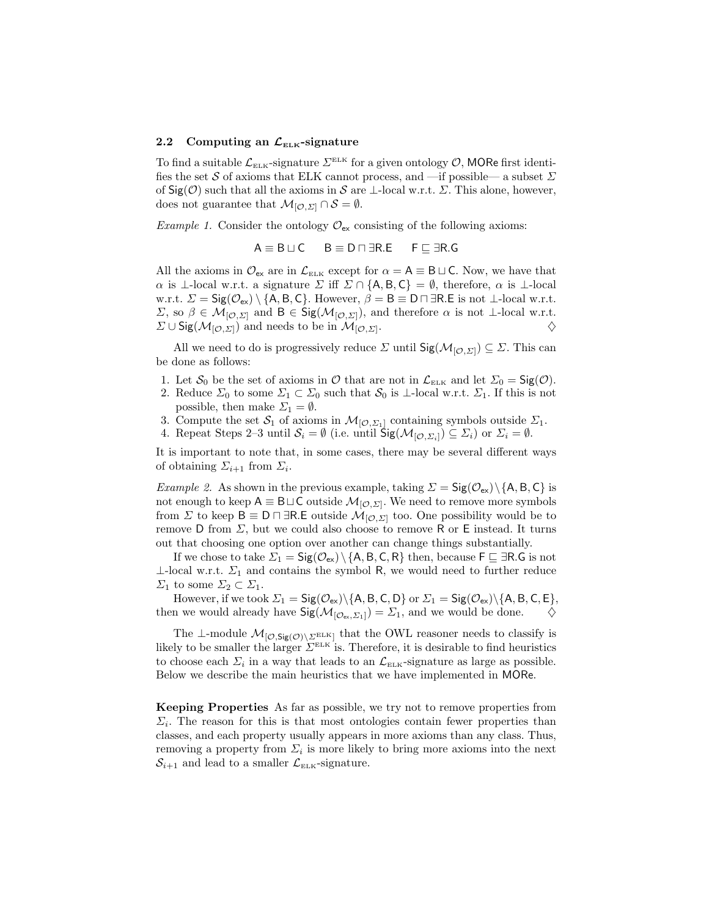### 2.2 Computing an $\mathcal{L}_{\text{ELK}}$-signature

To find a suitable $\mathcal{L}_{\text{ELK}}$-signature $\Sigma^{\text{ELK}}$ for a given ontology $\mathcal{O}$, MORe first identifies the set $\mathcal{S}$ of axioms that ELK cannot process, and —if possible— a subset $\Sigma$ of $\mathsf{Sig}(\mathcal{O})$ such that all the axioms in $\mathcal{S}$ are $\bot$-local w.r.t. $\Sigma$. This alone, however, does not guarantee that $\mathcal{M}_{[\mathcal{O},\Sigma]} \cap \mathcal{S} = \emptyset$.

*Example 1.* Consider the ontology $\mathcal{O}_{\mathsf{ex}}$ consisting of the following axioms:

$$\mathsf{A} \equiv \mathsf{B} \sqcup \mathsf{C} \qquad \mathsf{B} \equiv \mathsf{D} \sqcap \exists \mathsf{R.E} \qquad \mathsf{F} \sqsubseteq \exists \mathsf{R.G}$$

All the axioms in $\mathcal{O}_{\mathsf{ex}}$ are in $\mathcal{L}_{\text{ELK}}$ except for $\alpha = \mathsf{A} \equiv \mathsf{B} \sqcup \mathsf{C}$. Now, we have that $\alpha$ is $\bot$-local w.r.t. a signature $\Sigma$ iff $\Sigma \cap \{\mathsf{A},\mathsf{B},\mathsf{C}\} = \emptyset$, therefore, $\alpha$ is $\bot$-local w.r.t. $\Sigma = \mathsf{Sig}(\mathcal{O}_{\mathsf{ex}}) \setminus \{\mathsf{A},\mathsf{B},\mathsf{C}\}$. However, $\beta = \mathsf{B} \equiv \mathsf{D} \sqcap \exists \mathsf{R.E}$ is not $\bot$-local w.r.t. $\Sigma$, so $\beta \in \mathcal{M}_{[\mathcal{O},\Sigma]}$ and $\mathsf{B} \in \mathsf{Sig}(\mathcal{M}_{[\mathcal{O},\Sigma]})$, and therefore $\alpha$ is not $\bot$-local w.r.t. $\Sigma \cup \mathsf{Sig}(\mathcal{M}_{[\mathcal{O},\Sigma]})$ and needs to be in $\mathcal{M}_{[\mathcal{O},\Sigma]}$. ♢

All we need to do is progressively reduce $\Sigma$ until $\mathsf{Sig}(\mathcal{M}_{[\mathcal{O},\Sigma]}) \subseteq \Sigma$. This can be done as follows:

1. Let $\mathcal{S}_0$ be the set of axioms in $\mathcal{O}$ that are not in $\mathcal{L}_{\text{ELK}}$ and let $\Sigma_0 = \mathsf{Sig}(\mathcal{O})$.
2. Reduce $\Sigma_0$ to some $\Sigma_1 \subset \Sigma_0$ such that $\mathcal{S}_0$ is $\bot$-local w.r.t. $\Sigma_1$. If this is not possible, then make $\Sigma_1 = \emptyset$.
3. Compute the set $\mathcal{S}_1$ of axioms in $\mathcal{M}_{[\mathcal{O},\Sigma_1]}$ containing symbols outside $\Sigma_1$.
4. Repeat Steps 2–3 until $\mathcal{S}_i = \emptyset$ (i.e. until $\mathsf{Sig}(\mathcal{M}_{[\mathcal{O},\Sigma_i]}) \subseteq \Sigma_i$) or $\Sigma_i = \emptyset$.

It is important to note that, in some cases, there may be several different ways of obtaining $\Sigma_{i+1}$ from $\Sigma_i$.

*Example 2.* As shown in the previous example, taking $\Sigma = \mathsf{Sig}(\mathcal{O}_{\mathsf{ex}}) \setminus \{\mathsf{A},\mathsf{B},\mathsf{C}\}$ is not enough to keep $\mathsf{A} \equiv \mathsf{B} \sqcup \mathsf{C}$ outside $\mathcal{M}_{[\mathcal{O},\Sigma]}$. We need to remove more symbols from $\Sigma$ to keep $\mathsf{B} \equiv \mathsf{D} \sqcap \exists \mathsf{R.E}$ outside $\mathcal{M}_{[\mathcal{O},\Sigma]}$ too. One possibility would be to remove $\mathsf{D}$ from $\Sigma$, but we could also choose to remove $\mathsf{R}$ or $\mathsf{E}$ instead. It turns out that choosing one option over another can change things substantially.

If we chose to take $\Sigma_1 = \mathsf{Sig}(\mathcal{O}_{\mathsf{ex}}) \setminus \{\mathsf{A},\mathsf{B},\mathsf{C},\mathsf{R}\}$ then, because $\mathsf{F} \sqsubseteq \exists \mathsf{R.G}$ is not $\bot$-local w.r.t. $\Sigma_1$ and contains the symbol $\mathsf{R}$, we would need to further reduce $\Sigma_1$ to some $\Sigma_2 \subset \Sigma_1$.

However, if we took $\Sigma_1 = \mathsf{Sig}(\mathcal{O}_{\mathsf{ex}}) \setminus \{\mathsf{A},\mathsf{B},\mathsf{C},\mathsf{D}\}$ or $\Sigma_1 = \mathsf{Sig}(\mathcal{O}_{\mathsf{ex}}) \setminus \{\mathsf{A},\mathsf{B},\mathsf{C},\mathsf{E}\}$, then we would already have $\mathsf{Sig}(\mathcal{M}_{[\mathcal{O}_{\mathsf{ex}},\Sigma_1]}) = \Sigma_1$, and we would be done. ♢

The $\bot$-module $\mathcal{M}_{[\mathcal{O},\mathsf{Sig}(\mathcal{O}) \setminus \Sigma^{\text{ELK}}]}$ that the OWL reasoner needs to classify is likely to be smaller the larger $\Sigma^{\text{ELK}}$ is. Therefore, it is desirable to find heuristics to choose each $\Sigma_i$ in a way that leads to an $\mathcal{L}_{\text{ELK}}$-signature as large as possible. Below we describe the main heuristics that we have implemented in MORe.

**Keeping Properties** As far as possible, we try not to remove properties from $\Sigma_i$. The reason for this is that most ontologies contain fewer properties than classes, and each property usually appears in more axioms than any class. Thus, removing a property from $\Sigma_i$ is more likely to bring more axioms into the next $\mathcal{S}_{i+1}$ and lead to a smaller $\mathcal{L}_{\text{ELK}}$-signature.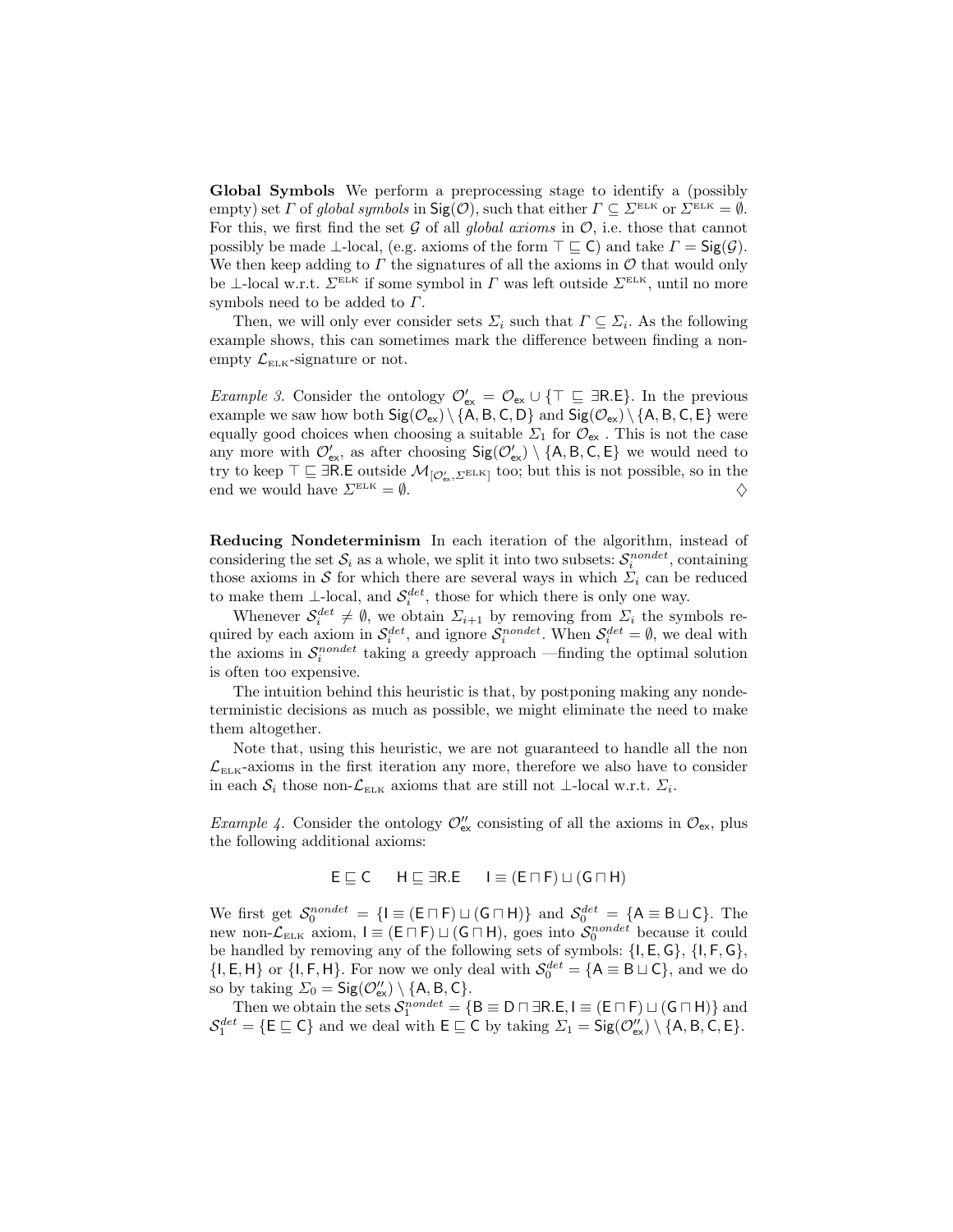**Global Symbols** We perform a preprocessing stage to identify a (possibly empty) set $\Gamma$ of *global symbols* in $\mathsf{Sig}(\mathcal{O})$, such that either $\Gamma \subseteq \Sigma^{\text{ELK}}$ or $\Sigma^{\text{ELK}} = \emptyset$. For this, we first find the set $\mathcal{G}$ of all *global axioms* in $\mathcal{O}$, i.e. those that cannot possibly be made $\bot$-local, (e.g. axioms of the form $\top \sqsubseteq \mathsf{C}$) and take $\Gamma = \mathsf{Sig}(\mathcal{G})$. We then keep adding to $\Gamma$ the signatures of all the axioms in $\mathcal{O}$ that would only be $\bot$-local w.r.t. $\Sigma^{\text{ELK}}$ if some symbol in $\Gamma$ was left outside $\Sigma^{\text{ELK}}$, until no more symbols need to be added to $\Gamma$.

Then, we will only ever consider sets $\Sigma_i$ such that $\Gamma \subseteq \Sigma_i$. As the following example shows, this can sometimes mark the difference between finding a non-empty $\mathcal{L}_{\text{ELK}}$-signature or not.

*Example 3.* Consider the ontology $\mathcal{O}'_{\mathsf{ex}} = \mathcal{O}_{\mathsf{ex}} \cup \{\top \sqsubseteq \exists \mathsf{R}.\mathsf{E}\}$. In the previous example we saw how both $\mathsf{Sig}(\mathcal{O}_{\mathsf{ex}}) \setminus \{\mathsf{A}, \mathsf{B}, \mathsf{C}, \mathsf{D}\}$ and $\mathsf{Sig}(\mathcal{O}_{\mathsf{ex}}) \setminus \{\mathsf{A}, \mathsf{B}, \mathsf{C}, \mathsf{E}\}$ were equally good choices when choosing a suitable $\Sigma_1$ for $\mathcal{O}_{\mathsf{ex}}$ . This is not the case any more with $\mathcal{O}'_{\mathsf{ex}}$, as after choosing $\mathsf{Sig}(\mathcal{O}'_{\mathsf{ex}}) \setminus \{\mathsf{A}, \mathsf{B}, \mathsf{C}, \mathsf{E}\}$ we would need to try to keep $\top \sqsubseteq \exists \mathsf{R}.\mathsf{E}$ outside $\mathcal{M}_{[\mathcal{O}'_{\mathsf{ex}}, \Sigma^{\text{ELK}}]}$ too; but this is not possible, so in the end we would have $\Sigma^{\text{ELK}} = \emptyset$. ♢

**Reducing Nondeterminism** In each iteration of the algorithm, instead of considering the set $\mathcal{S}_i$ as a whole, we split it into two subsets: $\mathcal{S}_i^{nondet}$, containing those axioms in $\mathcal{S}$ for which there are several ways in which $\Sigma_i$ can be reduced to make them $\bot$-local, and $\mathcal{S}_i^{det}$, those for which there is only one way.

Whenever $\mathcal{S}_i^{det} \neq \emptyset$, we obtain $\Sigma_{i+1}$ by removing from $\Sigma_i$ the symbols required by each axiom in $\mathcal{S}_i^{det}$, and ignore $\mathcal{S}_i^{nondet}$. When $\mathcal{S}_i^{det} = \emptyset$, we deal with the axioms in $\mathcal{S}_i^{nondet}$ taking a greedy approach —finding the optimal solution is often too expensive.

The intuition behind this heuristic is that, by postponing making any nondeterministic decisions as much as possible, we might eliminate the need to make them altogether.

Note that, using this heuristic, we are not guaranteed to handle all the non $\mathcal{L}_{\text{ELK}}$-axioms in the first iteration any more, therefore we also have to consider in each $\mathcal{S}_i$ those non-$\mathcal{L}_{\text{ELK}}$ axioms that are still not $\bot$-local w.r.t. $\Sigma_i$.

*Example 4.* Consider the ontology $\mathcal{O}''_{\mathsf{ex}}$ consisting of all the axioms in $\mathcal{O}_{\mathsf{ex}}$, plus the following additional axioms:

$$\mathsf{E} \sqsubseteq \mathsf{C} \qquad \mathsf{H} \sqsubseteq \exists \mathsf{R}.\mathsf{E} \qquad \mathsf{I} \equiv (\mathsf{E} \sqcap \mathsf{F}) \sqcup (\mathsf{G} \sqcap \mathsf{H})$$

We first get $\mathcal{S}_0^{nondet} = \{\mathsf{I} \equiv (\mathsf{E} \sqcap \mathsf{F}) \sqcup (\mathsf{G} \sqcap \mathsf{H})\}$ and $\mathcal{S}_0^{det} = \{\mathsf{A} \equiv \mathsf{B} \sqcup \mathsf{C}\}$. The new non-$\mathcal{L}_{\text{ELK}}$ axiom, $\mathsf{I} \equiv (\mathsf{E} \sqcap \mathsf{F}) \sqcup (\mathsf{G} \sqcap \mathsf{H})$, goes into $\mathcal{S}_0^{nondet}$ because it could be handled by removing any of the following sets of symbols: $\{\mathsf{I}, \mathsf{E}, \mathsf{G}\}$, $\{\mathsf{I}, \mathsf{F}, \mathsf{G}\}$, $\{\mathsf{I}, \mathsf{E}, \mathsf{H}\}$ or $\{\mathsf{I}, \mathsf{F}, \mathsf{H}\}$. For now we only deal with $\mathcal{S}_0^{det} = \{\mathsf{A} \equiv \mathsf{B} \sqcup \mathsf{C}\}$, and we do so by taking $\Sigma_0 = \mathsf{Sig}(\mathcal{O}''_{\mathsf{ex}}) \setminus \{\mathsf{A}, \mathsf{B}, \mathsf{C}\}$.

Then we obtain the sets $\mathcal{S}_1^{nondet} = \{\mathsf{B} \equiv \mathsf{D} \sqcap \exists \mathsf{R}.\mathsf{E}, \mathsf{I} \equiv (\mathsf{E} \sqcap \mathsf{F}) \sqcup (\mathsf{G} \sqcap \mathsf{H})\}$ and $\mathcal{S}_1^{det} = \{\mathsf{E} \sqsubseteq \mathsf{C}\}$ and we deal with $\mathsf{E} \sqsubseteq \mathsf{C}$ by taking $\Sigma_1 = \mathsf{Sig}(\mathcal{O}''_{\mathsf{ex}}) \setminus \{\mathsf{A}, \mathsf{B}, \mathsf{C}, \mathsf{E}\}$.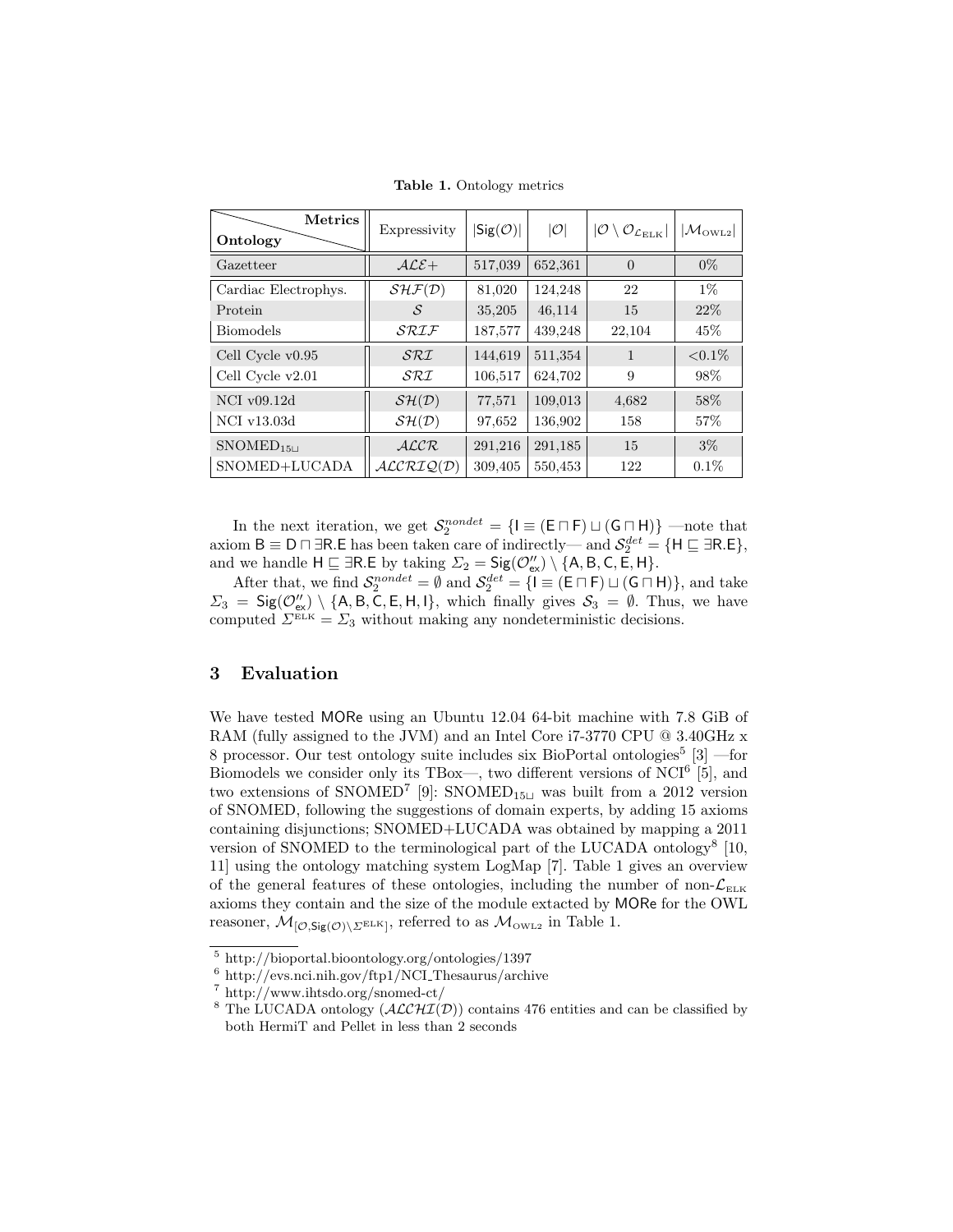**Table 1.** Ontology metrics

| Metrics / Ontology | Expressivity | $\lvert\mathsf{Sig}(\mathcal{O})\rvert$ | $\lvert\mathcal{O}\rvert$ | $\lvert\mathcal{O} \setminus \mathcal{O}_{\mathcal{L}_{\text{ELK}}}\rvert$ | $\lvert\mathcal{M}_{\text{OWL2}}\rvert$ |
|---|---|---|---|---|---|
| Gazetteer | $\mathcal{ALE}+$ | 517,039 | 652,361 | 0 | 0% |
| Cardiac Electrophys. | $\mathcal{SHF}(\mathcal{D})$ | 81,020 | 124,248 | 22 | 1% |
| Protein | $\mathcal{S}$ | 35,205 | 46,114 | 15 | 22% |
| Biomodels | $\mathcal{SRIF}$ | 187,577 | 439,248 | 22,104 | 45% |
| Cell Cycle v0.95 | $\mathcal{SRI}$ | 144,619 | 511,354 | 1 | <0.1% |
| Cell Cycle v2.01 | $\mathcal{SRI}$ | 106,517 | 624,702 | 9 | 98% |
| NCI v09.12d | $\mathcal{SH}(\mathcal{D})$ | 77,571 | 109,013 | 4,682 | 58% |
| NCI v13.03d | $\mathcal{SH}(\mathcal{D})$ | 97,652 | 136,902 | 158 | 57% |
| $\text{SNOMED}_{15\sqcup}$ | $\mathcal{ALCR}$ | 291,216 | 291,185 | 15 | 3% |
| SNOMED+LUCADA | $\mathcal{ALCRIQ}(\mathcal{D})$ | 309,405 | 550,453 | 122 | 0.1% |

In the next iteration, we get $\mathcal{S}_2^{nondet} = \{\mathsf{I} \equiv (\mathsf{E} \sqcap \mathsf{F}) \sqcup (\mathsf{G} \sqcap \mathsf{H})\}$ —note that axiom $\mathsf{B} \equiv \mathsf{D} \sqcap \exists \mathsf{R}.\mathsf{E}$ has been taken care of indirectly— and $\mathcal{S}_2^{det} = \{\mathsf{H} \sqsubseteq \exists \mathsf{R}.\mathsf{E}\}$, and we handle $\mathsf{H} \sqsubseteq \exists \mathsf{R}.\mathsf{E}$ by taking $\Sigma_2 = \mathsf{Sig}(\mathcal{O}''_{\mathsf{ex}}) \setminus \{\mathsf{A}, \mathsf{B}, \mathsf{C}, \mathsf{E}, \mathsf{H}\}$.

After that, we find $\mathcal{S}_2^{nondet} = \emptyset$ and $\mathcal{S}_2^{det} = \{\mathsf{I} \equiv (\mathsf{E} \sqcap \mathsf{F}) \sqcup (\mathsf{G} \sqcap \mathsf{H})\}$, and take $\Sigma_3 = \mathsf{Sig}(\mathcal{O}''_{\mathsf{ex}}) \setminus \{\mathsf{A}, \mathsf{B}, \mathsf{C}, \mathsf{E}, \mathsf{H}, \mathsf{I}\}$, which finally gives $\mathcal{S}_3 = \emptyset$. Thus, we have computed $\Sigma^{\text{ELK}} = \Sigma_3$ without making any nondeterministic decisions.

## 3 Evaluation

We have tested MORe using an Ubuntu 12.04 64-bit machine with 7.8 GiB of RAM (fully assigned to the JVM) and an Intel Core i7-3770 CPU @ 3.40GHz x 8 processor. Our test ontology suite includes six BioPortal ontologies[5] [3] —for Biomodels we consider only its TBox—, two different versions of NCI[6] [5], and two extensions of SNOMED[7] [9]: $\text{SNOMED}_{15\sqcup}$ was built from a 2012 version of SNOMED, following the suggestions of domain experts, by adding 15 axioms containing disjunctions; SNOMED+LUCADA was obtained by mapping a 2011 version of SNOMED to the terminological part of the LUCADA ontology[8] [10, 11] using the ontology matching system LogMap [7]. Table 1 gives an overview of the general features of these ontologies, including the number of non-$\mathcal{L}_{\text{ELK}}$ axioms they contain and the size of the module extacted by MORe for the OWL reasoner, $\mathcal{M}_{[\mathcal{O},\mathsf{Sig}(\mathcal{O})\setminus\Sigma^{\text{ELK}}]}$, referred to as $\mathcal{M}_{\text{OWL2}}$ in Table 1.

---

[5] http://bioportal.bioontology.org/ontologies/1397

[6] http://evs.nci.nih.gov/ftp1/NCI_Thesaurus/archive

[7] http://www.ihtsdo.org/snomed-ct/

[8] The LUCADA ontology ($\mathcal{ALCHI}(\mathcal{D})$) contains 476 entities and can be classified by both HermiT and Pellet in less than 2 seconds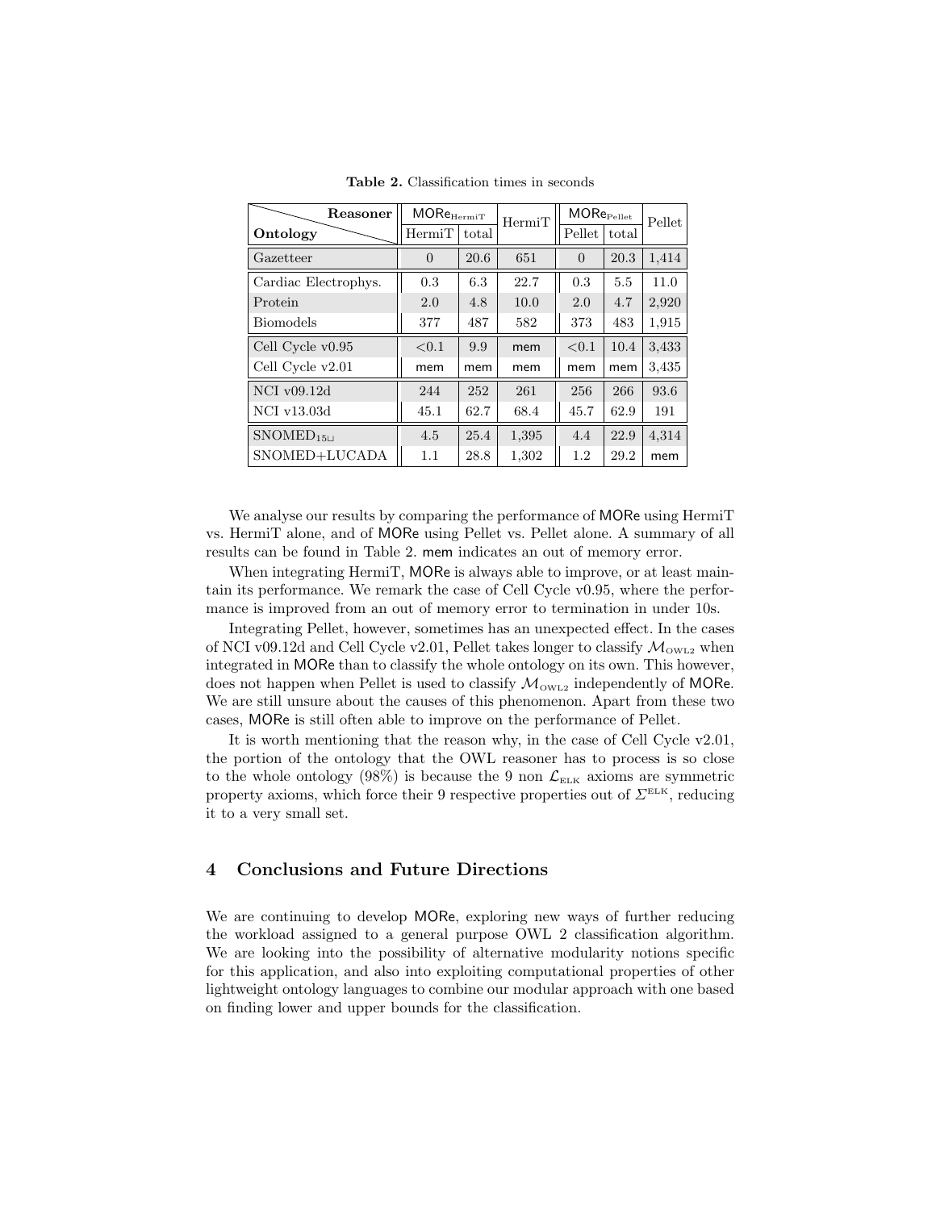**Table 2.** Classification times in seconds

| Reasoner / Ontology | $\mathsf{MORe}_{\text{HermiT}}$ | | HermiT | $\mathsf{MORe}_{\text{Pellet}}$ | | Pellet |
|---|---|---|---|---|---|---|
| | HermiT | total | | Pellet | total | |
| Gazetteer | 0 | 20.6 | 651 | 0 | 20.3 | 1,414 |
| Cardiac Electrophys. | 0.3 | 6.3 | 22.7 | 0.3 | 5.5 | 11.0 |
| Protein | 2.0 | 4.8 | 10.0 | 2.0 | 4.7 | 2,920 |
| Biomodels | 377 | 487 | 582 | 373 | 483 | 1,915 |
| Cell Cycle v0.95 | <0.1 | 9.9 | mem | <0.1 | 10.4 | 3,433 |
| Cell Cycle v2.01 | mem | mem | mem | mem | mem | 3,435 |
| NCI v09.12d | 244 | 252 | 261 | 256 | 266 | 93.6 |
| NCI v13.03d | 45.1 | 62.7 | 68.4 | 45.7 | 62.9 | 191 |
| $\text{SNOMED}_{15\sqcup}$ | 4.5 | 25.4 | 1,395 | 4.4 | 22.9 | 4,314 |
| SNOMED+LUCADA | 1.1 | 28.8 | 1,302 | 1.2 | 29.2 | mem |

We analyse our results by comparing the performance of MORe using HermiT vs. HermiT alone, and of MORe using Pellet vs. Pellet alone. A summary of all results can be found in Table 2. mem indicates an out of memory error.

When integrating HermiT, MORe is always able to improve, or at least maintain its performance. We remark the case of Cell Cycle v0.95, where the performance is improved from an out of memory error to termination in under 10s.

Integrating Pellet, however, sometimes has an unexpected effect. In the cases of NCI v09.12d and Cell Cycle v2.01, Pellet takes longer to classify $\mathcal{M}_{\text{OWL2}}$ when integrated in MORe than to classify the whole ontology on its own. This however, does not happen when Pellet is used to classify $\mathcal{M}_{\text{OWL2}}$ independently of MORe. We are still unsure about the causes of this phenomenon. Apart from these two cases, MORe is still often able to improve on the performance of Pellet.

It is worth mentioning that the reason why, in the case of Cell Cycle v2.01, the portion of the ontology that the OWL reasoner has to process is so close to the whole ontology (98%) is because the 9 non $\mathcal{L}_{\text{ELK}}$ axioms are symmetric property axioms, which force their 9 respective properties out of $\Sigma^{\text{ELK}}$, reducing it to a very small set.

## 4 Conclusions and Future Directions

We are continuing to develop MORe, exploring new ways of further reducing the workload assigned to a general purpose OWL 2 classification algorithm. We are looking into the possibility of alternative modularity notions specific for this application, and also into exploiting computational properties of other lightweight ontology languages to combine our modular approach with one based on finding lower and upper bounds for the classification.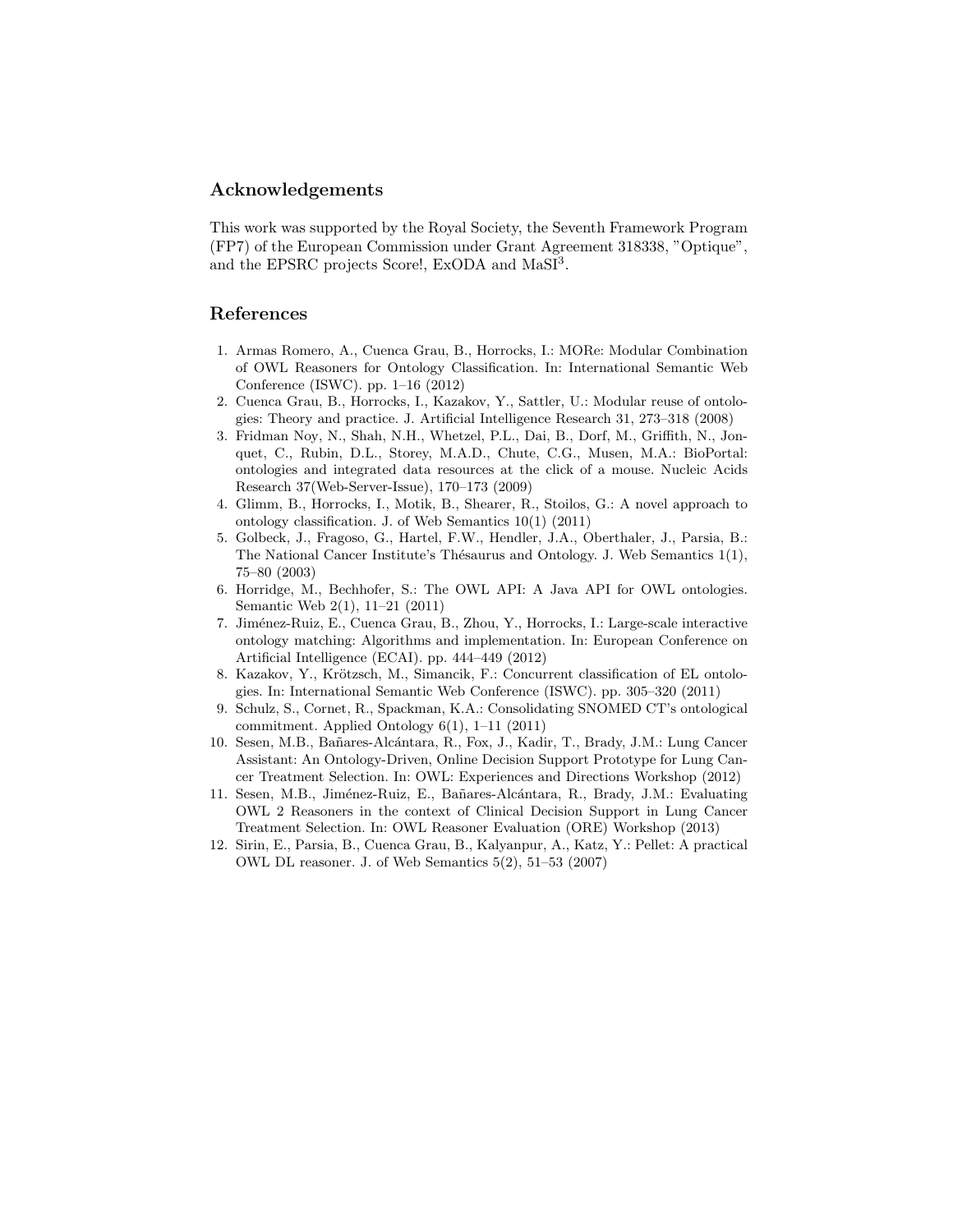## Acknowledgements

This work was supported by the Royal Society, the Seventh Framework Program (FP7) of the European Commission under Grant Agreement 318338, "Optique", and the EPSRC projects Score!, ExODA and MaSI$^3$.

## References

1. Armas Romero, A., Cuenca Grau, B., Horrocks, I.: MORe: Modular Combination of OWL Reasoners for Ontology Classification. In: International Semantic Web Conference (ISWC). pp. 1–16 (2012)
2. Cuenca Grau, B., Horrocks, I., Kazakov, Y., Sattler, U.: Modular reuse of ontologies: Theory and practice. J. Artificial Intelligence Research 31, 273–318 (2008)
3. Fridman Noy, N., Shah, N.H., Whetzel, P.L., Dai, B., Dorf, M., Griffith, N., Jonquet, C., Rubin, D.L., Storey, M.A.D., Chute, C.G., Musen, M.A.: BioPortal: ontologies and integrated data resources at the click of a mouse. Nucleic Acids Research 37(Web-Server-Issue), 170–173 (2009)
4. Glimm, B., Horrocks, I., Motik, B., Shearer, R., Stoilos, G.: A novel approach to ontology classification. J. of Web Semantics 10(1) (2011)
5. Golbeck, J., Fragoso, G., Hartel, F.W., Hendler, J.A., Oberthaler, J., Parsia, B.: The National Cancer Institute's Thésaurus and Ontology. J. Web Semantics 1(1), 75–80 (2003)
6. Horridge, M., Bechhofer, S.: The OWL API: A Java API for OWL ontologies. Semantic Web 2(1), 11–21 (2011)
7. Jiménez-Ruiz, E., Cuenca Grau, B., Zhou, Y., Horrocks, I.: Large-scale interactive ontology matching: Algorithms and implementation. In: European Conference on Artificial Intelligence (ECAI). pp. 444–449 (2012)
8. Kazakov, Y., Krötzsch, M., Simancik, F.: Concurrent classification of EL ontologies. In: International Semantic Web Conference (ISWC). pp. 305–320 (2011)
9. Schulz, S., Cornet, R., Spackman, K.A.: Consolidating SNOMED CT's ontological commitment. Applied Ontology 6(1), 1–11 (2011)
10. Sesen, M.B., Bañares-Alcántara, R., Fox, J., Kadir, T., Brady, J.M.: Lung Cancer Assistant: An Ontology-Driven, Online Decision Support Prototype for Lung Cancer Treatment Selection. In: OWL: Experiences and Directions Workshop (2012)
11. Sesen, M.B., Jiménez-Ruiz, E., Bañares-Alcántara, R., Brady, J.M.: Evaluating OWL 2 Reasoners in the context of Clinical Decision Support in Lung Cancer Treatment Selection. In: OWL Reasoner Evaluation (ORE) Workshop (2013)
12. Sirin, E., Parsia, B., Cuenca Grau, B., Kalyanpur, A., Katz, Y.: Pellet: A practical OWL DL reasoner. J. of Web Semantics 5(2), 51–53 (2007)